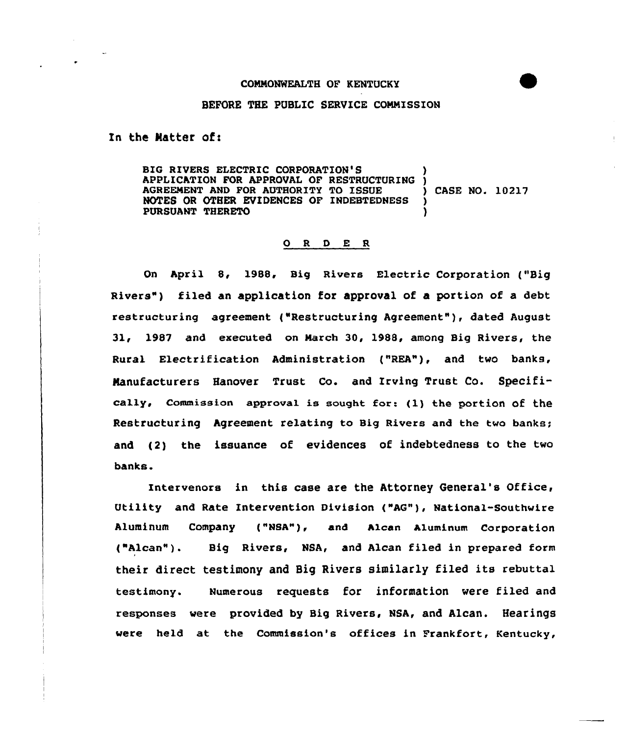COMMONWEALTH OF KENTUCKY

BEFORE THE PUBLIC SERVICE COMMISSION

In the Matter of:

| | | |
|---|---|---|
| BIG RIVERS ELECTRIC CORPORATION'S APPLICATION FOR APPROVAL OF RESTRUCTURING AGREEMENT AND FOR AUTHORITY TO ISSUE NOTES OR OTHER EVIDENCES OF INDEBTEDNESS PURSUANT THERETO | ) | CASE NO. 10217 |

O R D E R

On April 8, 1988, Big Rivers Electric Corporation ("Big Rivers") filed an application for approval of a portion of a debt restructuring agreement ("Restructuring Agreement"), dated August 31, 1987 and executed on March 30, 1988, among Big Rivers, the Rural Electrification Administration ("REA"), and two banks, Manufacturers Hanover Trust Co. and Irving Trust Co. Specifically, Commission approval is sought for: (1) the portion of the Restructuring Agreement relating to Big Rivers and the two banks; and (2) the issuance of evidences of indebtedness to the two banks.

Intervenors in this case are the Attorney General's Office, Utility and Rate Intervention Division ("AG"), National-Southwire Aluminum Company ("NSA"), and Alcan Aluminum Corporation ("Alcan"). Big Rivers, NSA, and Alcan filed in prepared form their direct testimony and Big Rivers similarly filed its rebuttal testimony. Numerous requests for information were filed and responses were provided by Big Rivers, NSA, and Alcan. Hearings were held at the Commission's offices in Frankfort, Kentucky,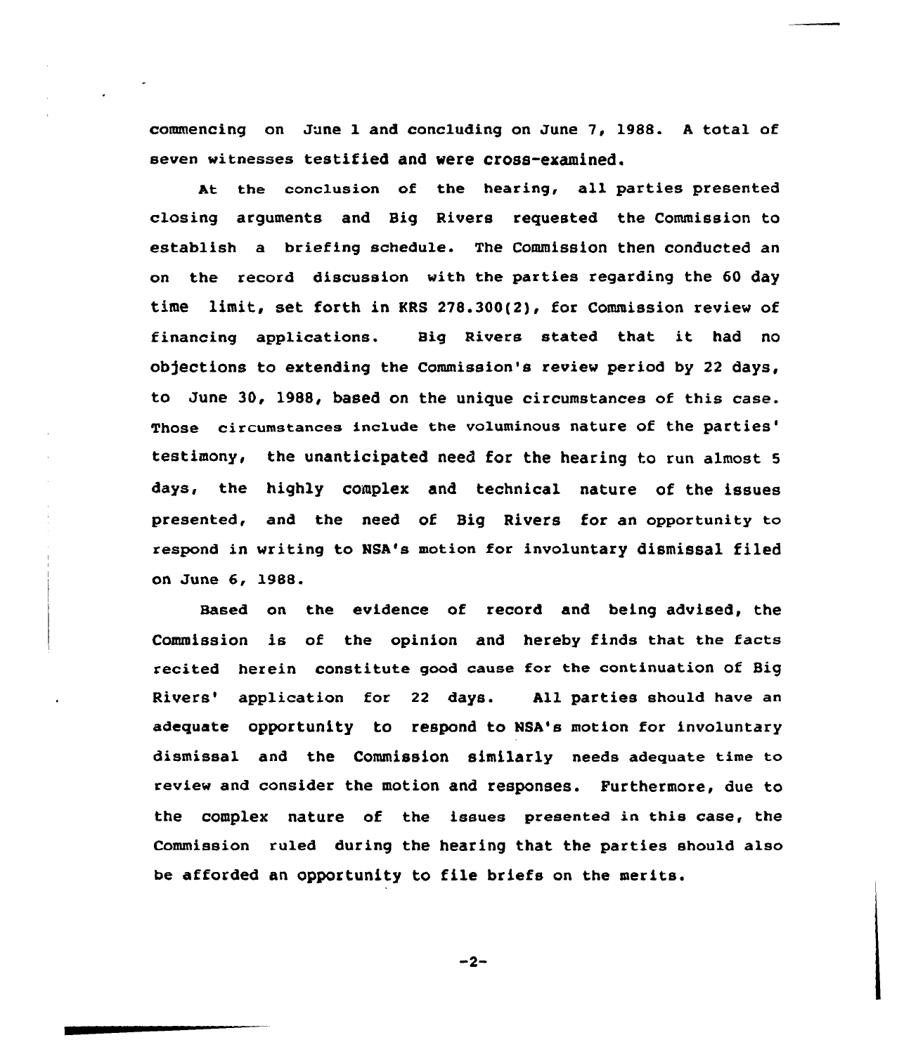commencing on June 1 and concluding on June 7, 1988. A total of seven witnesses testified and were cross-examined.

At the conclusion of the hearing, all parties presented closing arguments and Big Rivers requested the Commission to establish a briefing schedule. The Commission then conducted an on the record discussion with the parties regarding the 60 day time limit, set forth in KRS 278.300(2), for Commission review of financing applications. Big Rivers stated that it had no objections to extending the Commission's review period by 22 days, to June 30, 1988, based on the unique circumstances of this case. Those circumstances include the voluminous nature of the parties' testimony, the unanticipated need for the hearing to run almost 5 days, the highly complex and technical nature of the issues presented, and the need of Big Rivers for an opportunity to respond in writing to NSA's motion for involuntary dismissal filed on June 6, 1988.

Based on the evidence of record and being advised, the Commission is of the opinion and hereby finds that the facts recited herein constitute good cause for the continuation of Big Rivers' application for 22 days. All parties should have an adequate opportunity to respond to NSA's motion for involuntary dismissal and the Commission similarly needs adequate time to review and consider the motion and responses. Furthermore, due to the complex nature of the issues presented in this case, the Commission ruled during the hearing that the parties should also be afforded an opportunity to file briefs on the merits.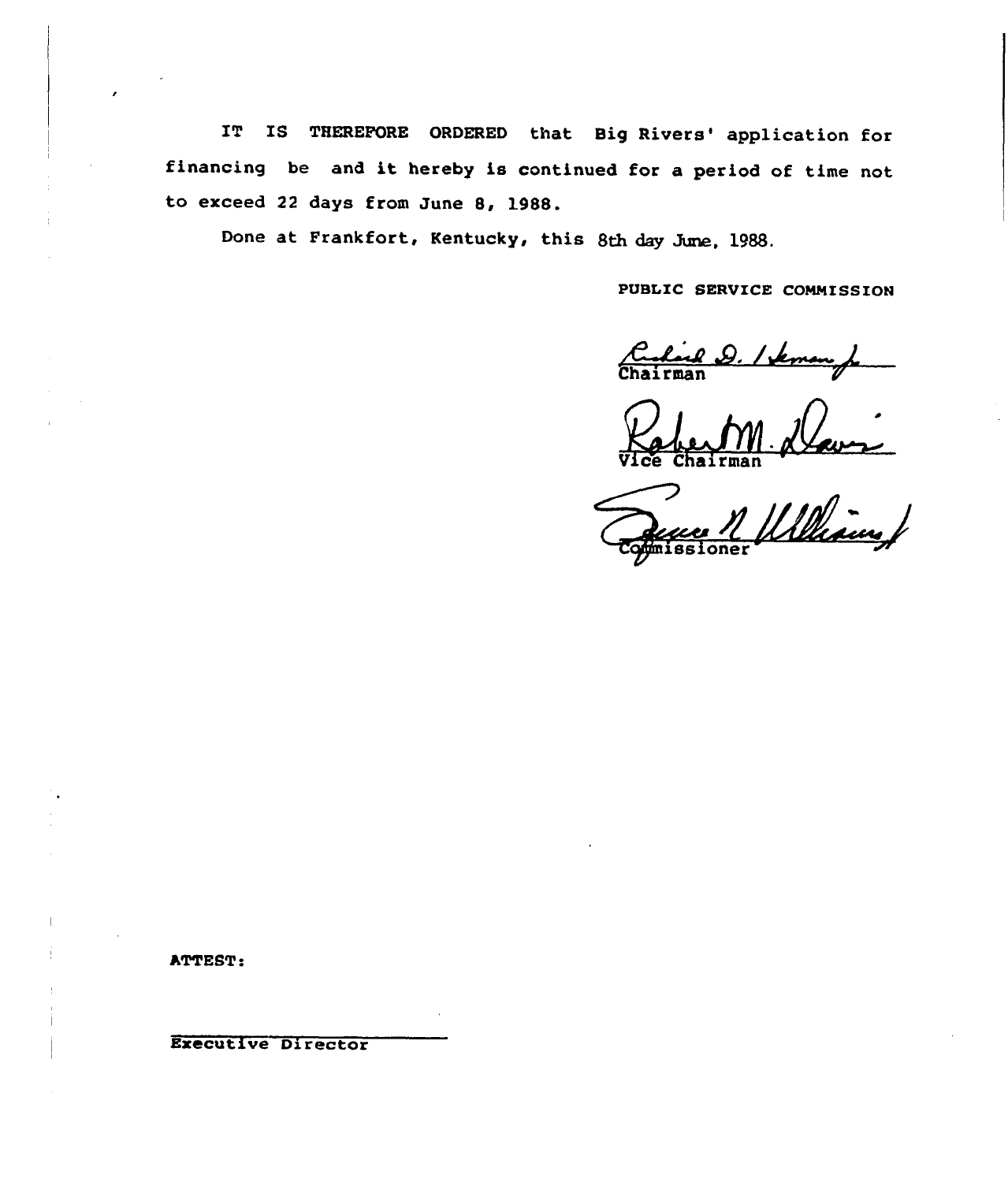IT IS THEREFORE ORDERED that Big Rivers' application for financing be and it hereby is continued for a period of time not to exceed 22 days from June 8, 1988.

Done at Frankfort, Kentucky, this 8th day June, 1988.

PUBLIC SERVICE COMMISSION

Chairman

Vice Chairman

Commissioner

ATTEST:

Executive Director